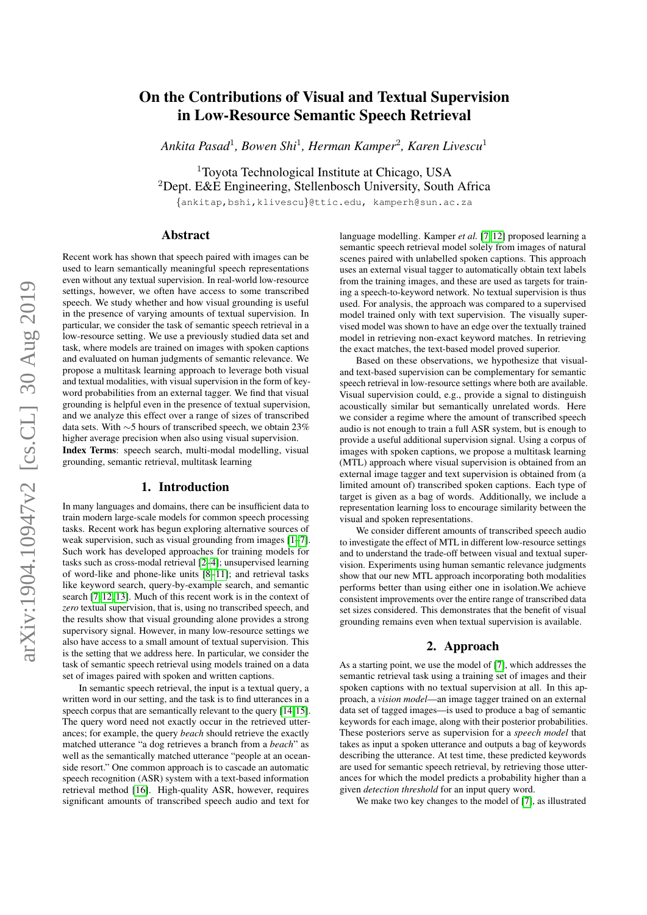# On the Contributions of Visual and Textual Supervision in Low-Resource Semantic Speech Retrieval

*Ankita Pasad*[1], *Bowen Shi*[1], *Herman Kamper*[2], *Karen Livescu*[1]

[1]Toyota Technological Institute at Chicago, USA
[2]Dept. E&E Engineering, Stellenbosch University, South Africa

{ankitap,bshi,klivescu}@ttic.edu, kamperh@sun.ac.za

## Abstract

Recent work has shown that speech paired with images can be used to learn semantically meaningful speech representations even without any textual supervision. In real-world low-resource settings, however, we often have access to some transcribed speech. We study whether and how visual grounding is useful in the presence of varying amounts of textual supervision. In particular, we consider the task of semantic speech retrieval in a low-resource setting. We use a previously studied data set and task, where models are trained on images with spoken captions and evaluated on human judgments of semantic relevance. We propose a multitask learning approach to leverage both visual and textual modalities, with visual supervision in the form of keyword probabilities from an external tagger. We find that visual grounding is helpful even in the presence of textual supervision, and we analyze this effect over a range of sizes of transcribed data sets. With ∼5 hours of transcribed speech, we obtain 23% higher average precision when also using visual supervision.

**Index Terms**: speech search, multi-modal modelling, visual grounding, semantic retrieval, multitask learning

## 1. Introduction

In many languages and domains, there can be insufficient data to train modern large-scale models for common speech processing tasks. Recent work has begun exploring alternative sources of weak supervision, such as visual grounding from images [1–7]. Such work has developed approaches for training models for tasks such as cross-modal retrieval [2–4]; unsupervised learning of word-like and phone-like units [8–11]; and retrieval tasks like keyword search, query-by-example search, and semantic search [7, 12, 13]. Much of this recent work is in the context of *zero* textual supervision, that is, using no transcribed speech, and the results show that visual grounding alone provides a strong supervisory signal. However, in many low-resource settings we also have access to a small amount of textual supervision. This is the setting that we address here. In particular, we consider the task of semantic speech retrieval using models trained on a data set of images paired with spoken and written captions.

In semantic speech retrieval, the input is a textual query, a written word in our setting, and the task is to find utterances in a speech corpus that are semantically relevant to the query [14, 15]. The query word need not exactly occur in the retrieved utterances; for example, the query *beach* should retrieve the exactly matched utterance "a dog retrieves a branch from a *beach*" as well as the semantically matched utterance "people at an ocean-side resort." One common approach is to cascade an automatic speech recognition (ASR) system with a text-based information retrieval method [16]. High-quality ASR, however, requires significant amounts of transcribed speech audio and text for language modelling. Kamper *et al.* [7, 12] proposed learning a semantic speech retrieval model solely from images of natural scenes paired with unlabelled spoken captions. This approach uses an external visual tagger to automatically obtain text labels from the training images, and these are used as targets for training a speech-to-keyword network. No textual supervision is thus used. For analysis, the approach was compared to a supervised model trained only with text supervision. The visually supervised model was shown to have an edge over the textually trained model in retrieving non-exact keyword matches. In retrieving the exact matches, the text-based model proved superior.

Based on these observations, we hypothesize that visual- and text-based supervision can be complementary for semantic speech retrieval in low-resource settings where both are available. Visual supervision could, e.g., provide a signal to distinguish acoustically similar but semantically unrelated words. Here we consider a regime where the amount of transcribed speech audio is not enough to train a full ASR system, but is enough to provide a useful additional supervision signal. Using a corpus of images with spoken captions, we propose a multitask learning (MTL) approach where visual supervision is obtained from an external image tagger and text supervision is obtained from (a limited amount of) transcribed spoken captions. Each type of target is given as a bag of words. Additionally, we include a representation learning loss to encourage similarity between the visual and spoken representations.

We consider different amounts of transcribed speech audio to investigate the effect of MTL in different low-resource settings and to understand the trade-off between visual and textual supervision. Experiments using human semantic relevance judgments show that our new MTL approach incorporating both modalities performs better than using either one in isolation.We achieve consistent improvements over the entire range of transcribed data set sizes considered. This demonstrates that the benefit of visual grounding remains even when textual supervision is available.

## 2. Approach

As a starting point, we use the model of [7], which addresses the semantic retrieval task using a training set of images and their spoken captions with no textual supervision at all. In this approach, a *vision model*—an image tagger trained on an external data set of tagged images—is used to produce a bag of semantic keywords for each image, along with their posterior probabilities. These posteriors serve as supervision for a *speech model* that takes as input a spoken utterance and outputs a bag of keywords describing the utterance. At test time, these predicted keywords are used for semantic speech retrieval, by retrieving those utterances for which the model predicts a probability higher than a given *detection threshold* for an input query word.

We make two key changes to the model of [7], as illustrated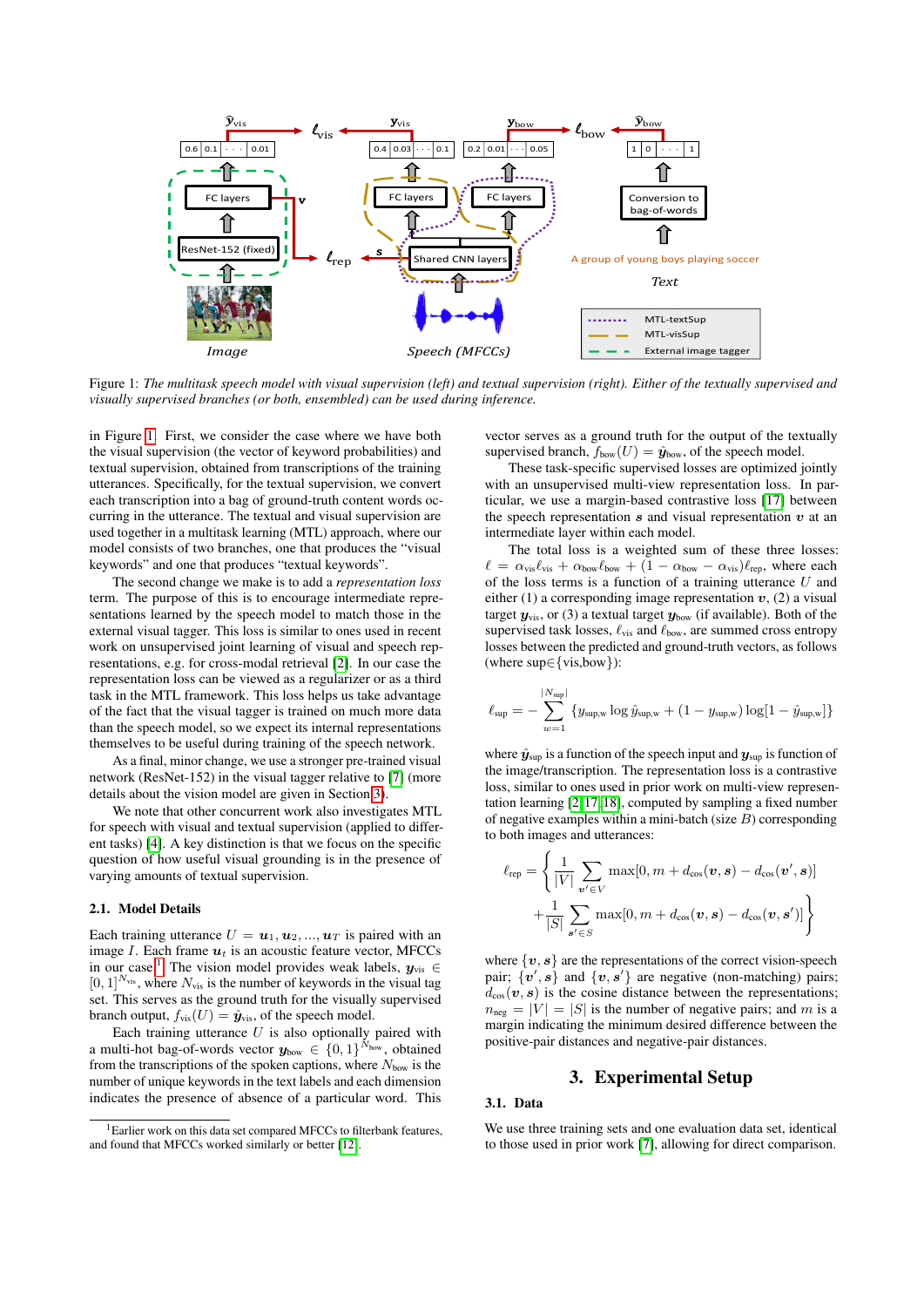Figure 1: *The multitask speech model with visual supervision (left) and textual supervision (right). Either of the textually supervised and visually supervised branches (or both, ensembled) can be used during inference.*

in Figure 1. First, we consider the case where we have both the visual supervision (the vector of keyword probabilities) and textual supervision, obtained from transcriptions of the training utterances. Specifically, for the textual supervision, we convert each transcription into a bag of ground-truth content words occurring in the utterance. The textual and visual supervision are used together in a multitask learning (MTL) approach, where our model consists of two branches, one that produces the "visual keywords" and one that produces "textual keywords".

The second change we make is to add a *representation loss* term. The purpose of this is to encourage intermediate representations learned by the speech model to match those in the external visual tagger. This loss is similar to ones used in recent work on unsupervised joint learning of visual and speech representations, e.g. for cross-modal retrieval [2]. In our case the representation loss can be viewed as a regularizer or as a third task in the MTL framework. This loss helps us take advantage of the fact that the visual tagger is trained on much more data than the speech model, so we expect its internal representations themselves to be useful during training of the speech network.

As a final, minor change, we use a stronger pre-trained visual network (ResNet-152) in the visual tagger relative to [7] (more details about the vision model are given in Section 3).

We note that other concurrent work also investigates MTL for speech with visual and textual supervision (applied to different tasks) [4]. A key distinction is that we focus on the specific question of how useful visual grounding is in the presence of varying amounts of textual supervision.

### 2.1. Model Details

Each training utterance $U = \boldsymbol{u}_1, \boldsymbol{u}_2, ..., \boldsymbol{u}_T$ is paired with an image $I$. Each frame $\boldsymbol{u}_t$ is an acoustic feature vector, MFCCs in our case[1]. The vision model provides weak labels, $\boldsymbol{y}_{\text{vis}} \in [0,1]^{N_{\text{vis}}}$, where $N_{\text{vis}}$ is the number of keywords in the visual tag set. This serves as the ground truth for the visually supervised branch output, $f_{\text{vis}}(U) = \hat{\boldsymbol{y}}_{\text{vis}}$, of the speech model.

Each training utterance $U$ is also optionally paired with a multi-hot bag-of-words vector $\boldsymbol{y}_{\text{bow}} \in \{0,1\}^{N_{\text{bow}}}$, obtained from the transcriptions of the spoken captions, where $N_{\text{bow}}$ is the number of unique keywords in the text labels and each dimension indicates the presence of absence of a particular word. This vector serves as a ground truth for the output of the textually supervised branch, $f_{\text{bow}}(U) = \hat{\boldsymbol{y}}_{\text{bow}}$, of the speech model.

These task-specific supervised losses are optimized jointly with an unsupervised multi-view representation loss. In particular, we use a margin-based contrastive loss [17] between the speech representation $\boldsymbol{s}$ and visual representation $\boldsymbol{v}$ at an intermediate layer within each model.

The total loss is a weighted sum of these three losses: $\ell = \alpha_{\text{vis}}\ell_{\text{vis}} + \alpha_{\text{bow}}\ell_{\text{bow}} + (1 - \alpha_{\text{bow}} - \alpha_{\text{vis}})\ell_{\text{rep}}$, where each of the loss terms is a function of a training utterance $U$ and either (1) a corresponding image representation $\boldsymbol{v}$, (2) a visual target $\boldsymbol{y}_{\text{vis}}$, or (3) a textual target $\boldsymbol{y}_{\text{bow}}$ (if available). Both of the supervised task losses, $\ell_{\text{vis}}$ and $\ell_{\text{bow}}$, are summed cross entropy losses between the predicted and ground-truth vectors, as follows (where sup∈{vis,bow}):

$$\ell_{\text{sup}} = -\sum_{w=1}^{|N_{\text{sup}}|} \{y_{\text{sup,w}} \log \hat{y}_{\text{sup,w}} + (1 - y_{\text{sup,w}}) \log[1 - \hat{y}_{\text{sup,w}}]\}$$

where $\hat{\boldsymbol{y}}_{\text{sup}}$ is a function of the speech input and $\boldsymbol{y}_{\text{sup}}$ is function of the image/transcription. The representation loss is a contrastive loss, similar to ones used in prior work on multi-view representation learning [2, 17, 18], computed by sampling a fixed number of negative examples within a mini-batch (size $B$) corresponding to both images and utterances:

$$\ell_{\text{rep}} = \left\{ \frac{1}{|V|} \sum_{\boldsymbol{v}' \in V} \max[0, m + d_{\cos}(\boldsymbol{v}, \boldsymbol{s}) - d_{\cos}(\boldsymbol{v}', \boldsymbol{s})] + \frac{1}{|S|} \sum_{\boldsymbol{s}' \in S} \max[0, m + d_{\cos}(\boldsymbol{v}, \boldsymbol{s}) - d_{\cos}(\boldsymbol{v}, \boldsymbol{s}')] \right\}$$

where $\{\boldsymbol{v}, \boldsymbol{s}\}$ are the representations of the correct vision-speech pair; $\{\boldsymbol{v}', \boldsymbol{s}\}$ and $\{\boldsymbol{v}, \boldsymbol{s}'\}$ are negative (non-matching) pairs; $d_{\cos}(\boldsymbol{v}, \boldsymbol{s})$ is the cosine distance between the representations; $n_{\text{neg}} = |V| = |S|$ is the number of negative pairs; and $m$ is a margin indicating the minimum desired difference between the positive-pair distances and negative-pair distances.

## 3. Experimental Setup

### 3.1. Data

We use three training sets and one evaluation data set, identical to those used in prior work [7], allowing for direct comparison.

[1] Earlier work on this data set compared MFCCs to filterbank features, and found that MFCCs worked similarly or better [12].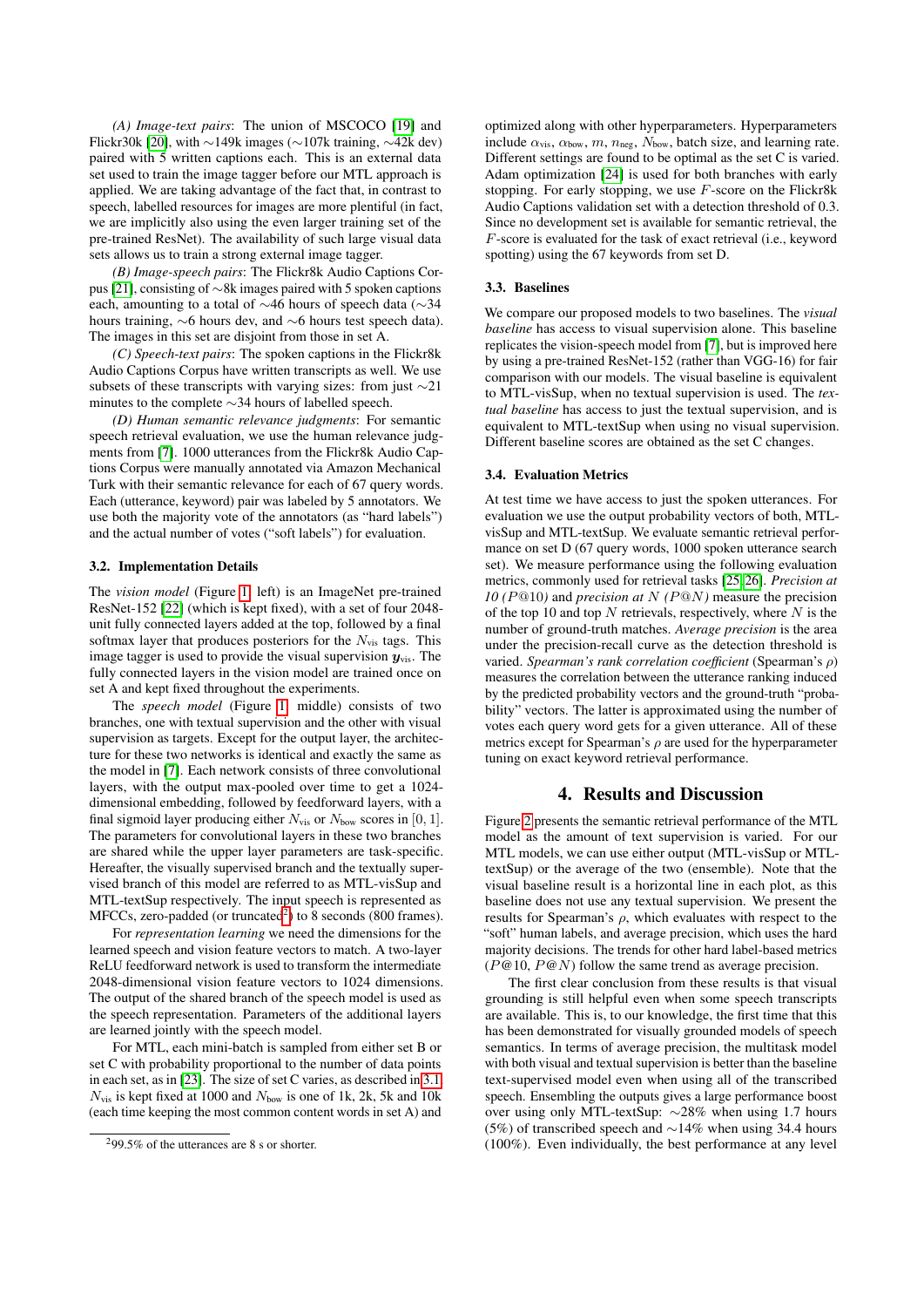*(A) Image-text pairs*: The union of MSCOCO [19] and Flickr30k [20], with ∼149k images (∼107k training, ∼42k dev) paired with 5 written captions each. This is an external data set used to train the image tagger before our MTL approach is applied. We are taking advantage of the fact that, in contrast to speech, labelled resources for images are more plentiful (in fact, we are implicitly also using the even larger training set of the pre-trained ResNet). The availability of such large visual data sets allows us to train a strong external image tagger.

*(B) Image-speech pairs*: The Flickr8k Audio Captions Corpus [21], consisting of ∼8k images paired with 5 spoken captions each, amounting to a total of ∼46 hours of speech data (∼34 hours training, ∼6 hours dev, and ∼6 hours test speech data). The images in this set are disjoint from those in set A.

*(C) Speech-text pairs*: The spoken captions in the Flickr8k Audio Captions Corpus have written transcripts as well. We use subsets of these transcripts with varying sizes: from just ∼21 minutes to the complete ∼34 hours of labelled speech.

*(D) Human semantic relevance judgments*: For semantic speech retrieval evaluation, we use the human relevance judgments from [7]. 1000 utterances from the Flickr8k Audio Captions Corpus were manually annotated via Amazon Mechanical Turk with their semantic relevance for each of 67 query words. Each (utterance, keyword) pair was labeled by 5 annotators. We use both the majority vote of the annotators (as "hard labels") and the actual number of votes ("soft labels") for evaluation.

### 3.2. Implementation Details

The *vision model* (Figure 1, left) is an ImageNet pre-trained ResNet-152 [22] (which is kept fixed), with a set of four 2048-unit fully connected layers added at the top, followed by a final softmax layer that produces posteriors for the $N_{\text{vis}}$ tags. This image tagger is used to provide the visual supervision $\boldsymbol{y}_{\text{vis}}$. The fully connected layers in the vision model are trained once on set A and kept fixed throughout the experiments.

The *speech model* (Figure 1, middle) consists of two branches, one with textual supervision and the other with visual supervision as targets. Except for the output layer, the architecture for these two networks is identical and exactly the same as the model in [7]. Each network consists of three convolutional layers, with the output max-pooled over time to get a 1024-dimensional embedding, followed by feedforward layers, with a final sigmoid layer producing either $N_{\text{vis}}$ or $N_{\text{bow}}$ scores in $[0, 1]$. The parameters for convolutional layers in these two branches are shared while the upper layer parameters are task-specific. Hereafter, the visually supervised branch and the textually supervised branch of this model are referred to as MTL-visSup and MTL-textSup respectively. The input speech is represented as MFCCs, zero-padded (or truncated[2]) to 8 seconds (800 frames).

For *representation learning* we need the dimensions for the learned speech and vision feature vectors to match. A two-layer ReLU feedforward network is used to transform the intermediate 2048-dimensional vision feature vectors to 1024 dimensions. The output of the shared branch of the speech model is used as the speech representation. Parameters of the additional layers are learned jointly with the speech model.

For MTL, each mini-batch is sampled from either set B or set C with probability proportional to the number of data points in each set, as in [23]. The size of set C varies, as described in 3.1. $N_{\text{vis}}$ is kept fixed at 1000 and $N_{\text{bow}}$ is one of 1k, 2k, 5k and 10k (each time keeping the most common content words in set A) and optimized along with other hyperparameters. Hyperparameters include $\alpha_{\text{vis}}$, $\alpha_{\text{bow}}$, $m$, $n_{\text{neg}}$, $N_{\text{bow}}$, batch size, and learning rate. Different settings are found to be optimal as the set C is varied. Adam optimization [24] is used for both branches with early stopping. For early stopping, we use $F$-score on the Flickr8k Audio Captions validation set with a detection threshold of 0.3. Since no development set is available for semantic retrieval, the $F$-score is evaluated for the task of exact retrieval (i.e., keyword spotting) using the 67 keywords from set D.

[2] 99.5% of the utterances are 8 s or shorter.

### 3.3. Baselines

We compare our proposed models to two baselines. The *visual baseline* has access to visual supervision alone. This baseline replicates the vision-speech model from [7], but is improved here by using a pre-trained ResNet-152 (rather than VGG-16) for fair comparison with our models. The visual baseline is equivalent to MTL-visSup, when no textual supervision is used. The *textual baseline* has access to just the textual supervision, and is equivalent to MTL-textSup when using no visual supervision. Different baseline scores are obtained as the set C changes.

### 3.4. Evaluation Metrics

At test time we have access to just the spoken utterances. For evaluation we use the output probability vectors of both, MTL-visSup and MTL-textSup. We evaluate semantic retrieval performance on set D (67 query words, 1000 spoken utterance search set). We measure performance using the following evaluation metrics, commonly used for retrieval tasks [25, 26]. *Precision at 10 ($P@10$)* and *precision at $N$ ($P@N$)* measure the precision of the top 10 and top $N$ retrievals, respectively, where $N$ is the number of ground-truth matches. *Average precision* is the area under the precision-recall curve as the detection threshold is varied. *Spearman's rank correlation coefficient* (Spearman's $\rho$) measures the correlation between the utterance ranking induced by the predicted probability vectors and the ground-truth "probability" vectors. The latter is approximated using the number of votes each query word gets for a given utterance. All of these metrics except for Spearman's $\rho$ are used for the hyperparameter tuning on exact keyword retrieval performance.

## 4. Results and Discussion

Figure 2 presents the semantic retrieval performance of the MTL model as the amount of text supervision is varied. For our MTL models, we can use either output (MTL-visSup or MTL-textSup) or the average of the two (ensemble). Note that the visual baseline result is a horizontal line in each plot, as this baseline does not use any textual supervision. We present the results for Spearman's $\rho$, which evaluates with respect to the "soft" human labels, and average precision, which uses the hard majority decisions. The trends for other hard label-based metrics ($P@10$, $P@N$) follow the same trend as average precision.

The first clear conclusion from these results is that visual grounding is still helpful even when some speech transcripts are available. This is, to our knowledge, the first time that this has been demonstrated for visually grounded models of speech semantics. In terms of average precision, the multitask model with both visual and textual supervision is better than the baseline text-supervised model even when using all of the transcribed speech. Ensembling the outputs gives a large performance boost over using only MTL-textSup: ∼28% when using 1.7 hours (5%) of transcribed speech and ∼14% when using 34.4 hours (100%). Even individually, the best performance at any level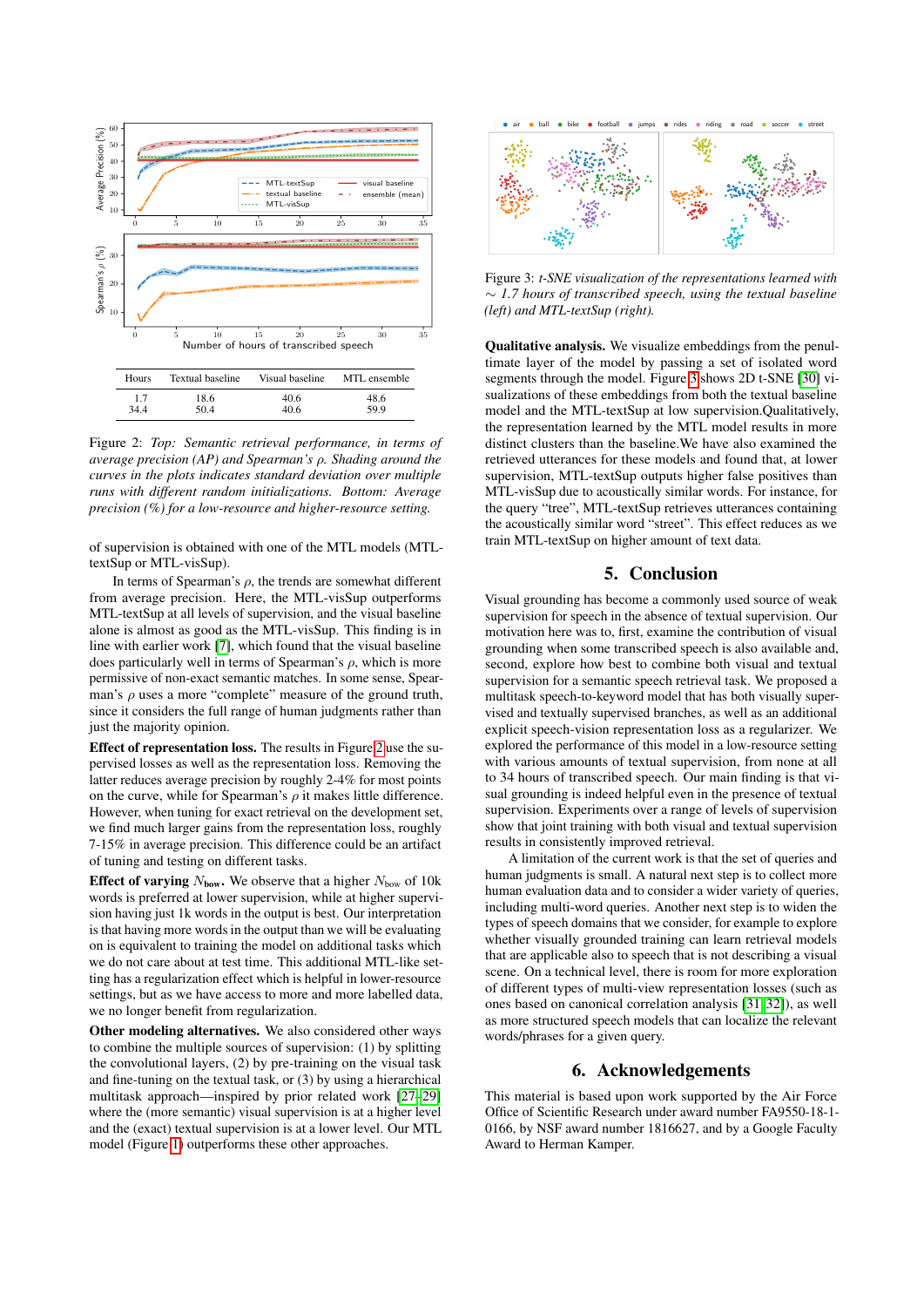| Hours | Textual baseline | Visual baseline | MTL ensemble |
|---|---|---|---|
| 1.7 | 18.6 | 40.6 | 48.6 |
| 34.4 | 50.4 | 40.6 | 59.9 |

Figure 2: *Top: Semantic retrieval performance, in terms of average precision (AP) and Spearman's ρ. Shading around the curves in the plots indicates standard deviation over multiple runs with different random initializations. Bottom: Average precision (%) for a low-resource and higher-resource setting.*

of supervision is obtained with one of the MTL models (MTL-textSup or MTL-visSup).

In terms of Spearman's $\rho$, the trends are somewhat different from average precision. Here, the MTL-visSup outperforms MTL-textSup at all levels of supervision, and the visual baseline alone is almost as good as the MTL-visSup. This finding is in line with earlier work [7], which found that the visual baseline does particularly well in terms of Spearman's $\rho$, which is more permissive of non-exact semantic matches. In some sense, Spearman's $\rho$ uses a more "complete" measure of the ground truth, since it considers the full range of human judgments rather than just the majority opinion.

**Effect of representation loss.** The results in Figure 2 use the supervised losses as well as the representation loss. Removing the latter reduces average precision by roughly 2-4% for most points on the curve, while for Spearman's $\rho$ it makes little difference. However, when tuning for exact retrieval on the development set, we find much larger gains from the representation loss, roughly 7-15% in average precision. This difference could be an artifact of tuning and testing on different tasks.

**Effect of varying $N_{\text{bow}}$.** We observe that a higher $N_{\text{bow}}$ of 10k words is preferred at lower supervision, while at higher supervision having just 1k words in the output is best. Our interpretation is that having more words in the output than we will be evaluating on is equivalent to training the model on additional tasks which we do not care about at test time. This additional MTL-like setting has a regularization effect which is helpful in lower-resource settings, but as we have access to more and more labelled data, we no longer benefit from regularization.

**Other modeling alternatives.** We also considered other ways to combine the multiple sources of supervision: (1) by splitting the convolutional layers, (2) by pre-training on the visual task and fine-tuning on the textual task, or (3) by using a hierarchical multitask approach—inspired by prior related work [27–29] where the (more semantic) visual supervision is at a higher level and the (exact) textual supervision is at a lower level. Our MTL model (Figure 1) outperforms these other approaches.

Figure 3: *t-SNE visualization of the representations learned with ∼ 1.7 hours of transcribed speech, using the textual baseline (left) and MTL-textSup (right).*

**Qualitative analysis.** We visualize embeddings from the penultimate layer of the model by passing a set of isolated word segments through the model. Figure 3 shows 2D t-SNE [30] visualizations of these embeddings from both the textual baseline model and the MTL-textSup at low supervision.Qualitatively, the representation learned by the MTL model results in more distinct clusters than the baseline.We have also examined the retrieved utterances for these models and found that, at lower supervision, MTL-textSup outputs higher false positives than MTL-visSup due to acoustically similar words. For instance, for the query "tree", MTL-textSup retrieves utterances containing the acoustically similar word "street". This effect reduces as we train MTL-textSup on higher amount of text data.

## 5. Conclusion

Visual grounding has become a commonly used source of weak supervision for speech in the absence of textual supervision. Our motivation here was to, first, examine the contribution of visual grounding when some transcribed speech is also available and, second, explore how best to combine both visual and textual supervision for a semantic speech retrieval task. We proposed a multitask speech-to-keyword model that has both visually supervised and textually supervised branches, as well as an additional explicit speech-vision representation loss as a regularizer. We explored the performance of this model in a low-resource setting with various amounts of textual supervision, from none at all to 34 hours of transcribed speech. Our main finding is that visual grounding is indeed helpful even in the presence of textual supervision. Experiments over a range of levels of supervision show that joint training with both visual and textual supervision results in consistently improved retrieval.

A limitation of the current work is that the set of queries and human judgments is small. A natural next step is to collect more human evaluation data and to consider a wider variety of queries, including multi-word queries. Another next step is to widen the types of speech domains that we consider, for example to explore whether visually grounded training can learn retrieval models that are applicable also to speech that is not describing a visual scene. On a technical level, there is room for more exploration of different types of multi-view representation losses (such as ones based on canonical correlation analysis [31, 32]), as well as more structured speech models that can localize the relevant words/phrases for a given query.

## 6. Acknowledgements

This material is based upon work supported by the Air Force Office of Scientific Research under award number FA9550-18-1-0166, by NSF award number 1816627, and by a Google Faculty Award to Herman Kamper.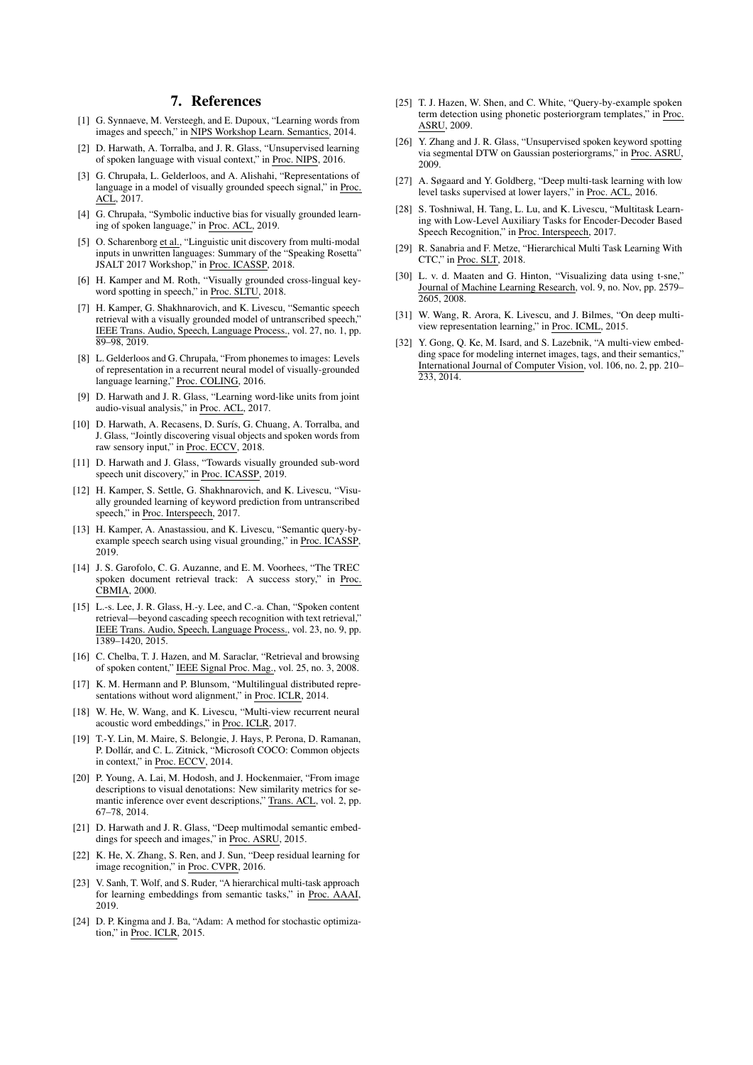## 7. References

[1] G. Synnaeve, M. Versteegh, and E. Dupoux, "Learning words from images and speech," in NIPS Workshop Learn. Semantics, 2014.

[2] D. Harwath, A. Torralba, and J. R. Glass, "Unsupervised learning of spoken language with visual context," in Proc. NIPS, 2016.

[3] G. Chrupała, L. Gelderloos, and A. Alishahi, "Representations of language in a model of visually grounded speech signal," in Proc. ACL, 2017.

[4] G. Chrupała, "Symbolic inductive bias for visually grounded learning of spoken language," in Proc. ACL, 2019.

[5] O. Scharenborg et al., "Linguistic unit discovery from multi-modal inputs in unwritten languages: Summary of the "Speaking Rosetta" JSALT 2017 Workshop," in Proc. ICASSP, 2018.

[6] H. Kamper and M. Roth, "Visually grounded cross-lingual keyword spotting in speech," in Proc. SLTU, 2018.

[7] H. Kamper, G. Shakhnarovich, and K. Livescu, "Semantic speech retrieval with a visually grounded model of untranscribed speech," IEEE Trans. Audio, Speech, Language Process., vol. 27, no. 1, pp. 89–98, 2019.

[8] L. Gelderloos and G. Chrupała, "From phonemes to images: Levels of representation in a recurrent neural model of visually-grounded language learning," Proc. COLING, 2016.

[9] D. Harwath and J. R. Glass, "Learning word-like units from joint audio-visual analysis," in Proc. ACL, 2017.

[10] D. Harwath, A. Recasens, D. Surís, G. Chuang, A. Torralba, and J. Glass, "Jointly discovering visual objects and spoken words from raw sensory input," in Proc. ECCV, 2018.

[11] D. Harwath and J. Glass, "Towards visually grounded sub-word speech unit discovery," in Proc. ICASSP, 2019.

[12] H. Kamper, S. Settle, G. Shakhnarovich, and K. Livescu, "Visually grounded learning of keyword prediction from untranscribed speech," in Proc. Interspeech, 2017.

[13] H. Kamper, A. Anastassiou, and K. Livescu, "Semantic query-by-example speech search using visual grounding," in Proc. ICASSP, 2019.

[14] J. S. Garofolo, C. G. Auzanne, and E. M. Voorhees, "The TREC spoken document retrieval track: A success story," in Proc. CBMIA, 2000.

[15] L.-s. Lee, J. R. Glass, H.-y. Lee, and C.-a. Chan, "Spoken content retrieval—beyond cascading speech recognition with text retrieval," IEEE Trans. Audio, Speech, Language Process., vol. 23, no. 9, pp. 1389–1420, 2015.

[16] C. Chelba, T. J. Hazen, and M. Saraclar, "Retrieval and browsing of spoken content," IEEE Signal Proc. Mag., vol. 25, no. 3, 2008.

[17] K. M. Hermann and P. Blunsom, "Multilingual distributed representations without word alignment," in Proc. ICLR, 2014.

[18] W. He, W. Wang, and K. Livescu, "Multi-view recurrent neural acoustic word embeddings," in Proc. ICLR, 2017.

[19] T.-Y. Lin, M. Maire, S. Belongie, J. Hays, P. Perona, D. Ramanan, P. Dollár, and C. L. Zitnick, "Microsoft COCO: Common objects in context," in Proc. ECCV, 2014.

[20] P. Young, A. Lai, M. Hodosh, and J. Hockenmaier, "From image descriptions to visual denotations: New similarity metrics for semantic inference over event descriptions," Trans. ACL, vol. 2, pp. 67–78, 2014.

[21] D. Harwath and J. R. Glass, "Deep multimodal semantic embeddings for speech and images," in Proc. ASRU, 2015.

[22] K. He, X. Zhang, S. Ren, and J. Sun, "Deep residual learning for image recognition," in Proc. CVPR, 2016.

[23] V. Sanh, T. Wolf, and S. Ruder, "A hierarchical multi-task approach for learning embeddings from semantic tasks," in Proc. AAAI, 2019.

[24] D. P. Kingma and J. Ba, "Adam: A method for stochastic optimization," in Proc. ICLR, 2015.

[25] T. J. Hazen, W. Shen, and C. White, "Query-by-example spoken term detection using phonetic posteriorgram templates," in Proc. ASRU, 2009.

[26] Y. Zhang and J. R. Glass, "Unsupervised spoken keyword spotting via segmental DTW on Gaussian posteriorgrams," in Proc. ASRU, 2009.

[27] A. Søgaard and Y. Goldberg, "Deep multi-task learning with low level tasks supervised at lower layers," in Proc. ACL, 2016.

[28] S. Toshniwal, H. Tang, L. Lu, and K. Livescu, "Multitask Learning with Low-Level Auxiliary Tasks for Encoder-Decoder Based Speech Recognition," in Proc. Interspeech, 2017.

[29] R. Sanabria and F. Metze, "Hierarchical Multi Task Learning With CTC," in Proc. SLT, 2018.

[30] L. v. d. Maaten and G. Hinton, "Visualizing data using t-sne," Journal of Machine Learning Research, vol. 9, no. Nov, pp. 2579–2605, 2008.

[31] W. Wang, R. Arora, K. Livescu, and J. Bilmes, "On deep multi-view representation learning," in Proc. ICML, 2015.

[32] Y. Gong, Q. Ke, M. Isard, and S. Lazebnik, "A multi-view embedding space for modeling internet images, tags, and their semantics," International Journal of Computer Vision, vol. 106, no. 2, pp. 210–233, 2014.